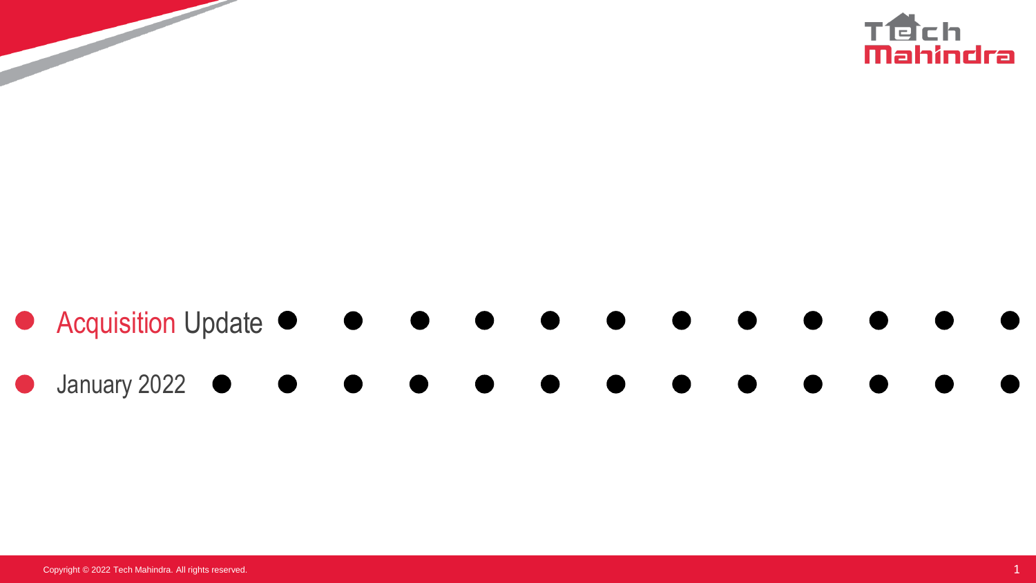# Acquisition Update

January 2022

Copyright © 2022 Tech Mahindra. All rights reserved.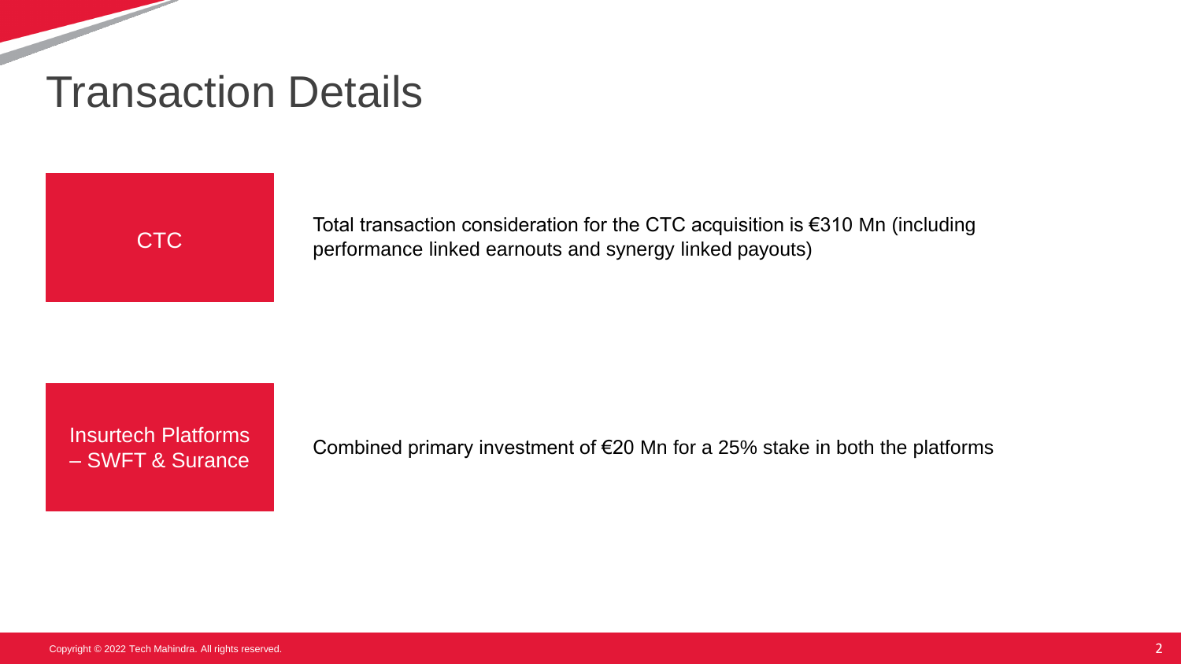# Transaction Details

| | |
|---|---|
| CTC | Total transaction consideration for the CTC acquisition is €310 Mn (including performance linked earnouts and synergy linked payouts) |
| Insurtech Platforms – SWFT & Surance | Combined primary investment of €20 Mn for a 25% stake in both the platforms |

Copyright © 2022 Tech Mahindra. All rights reserved.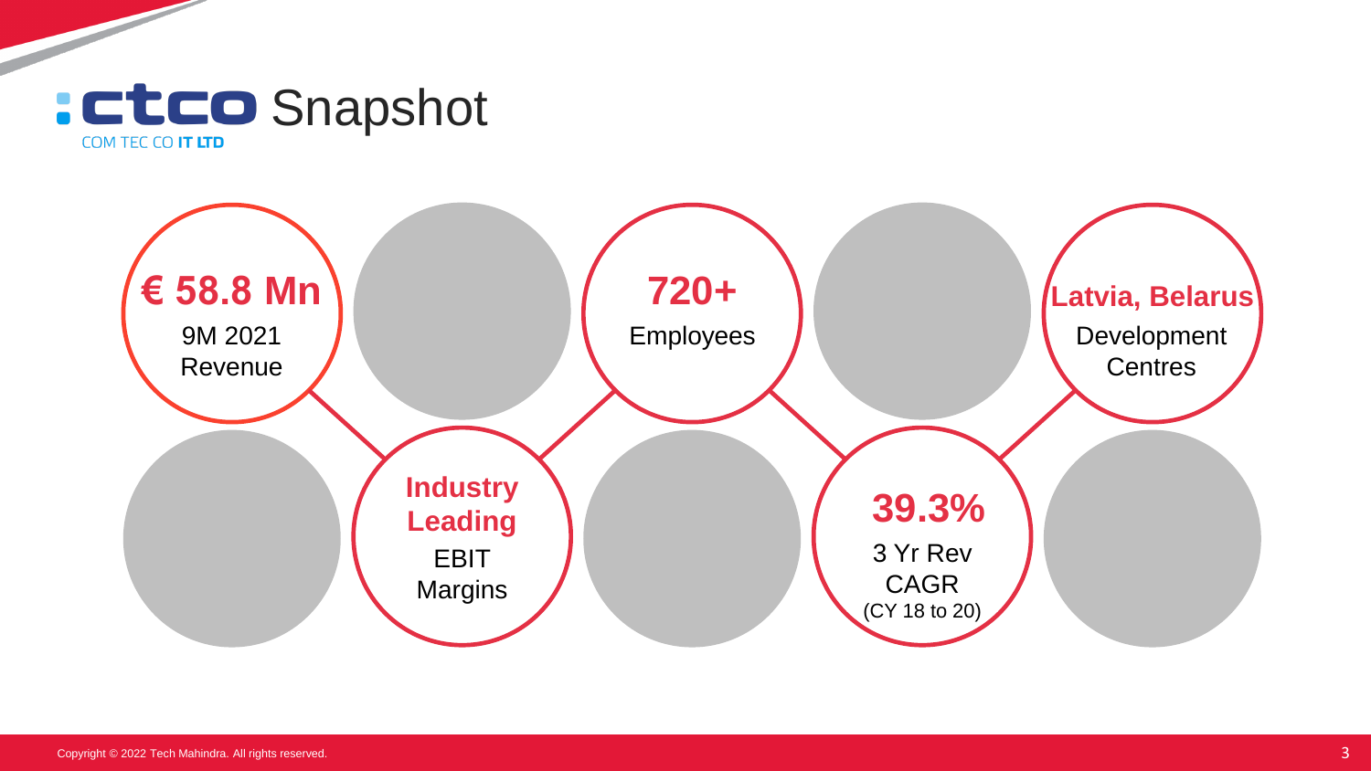# ctco Snapshot

COM TEC CO IT LTD

**€ 58.8 Mn**
9M 2021 Revenue

**Industry Leading**
EBIT Margins

**720+**
Employees

**39.3%**
3 Yr Rev CAGR
(CY 18 to 20)

**Latvia, Belarus**
Development Centres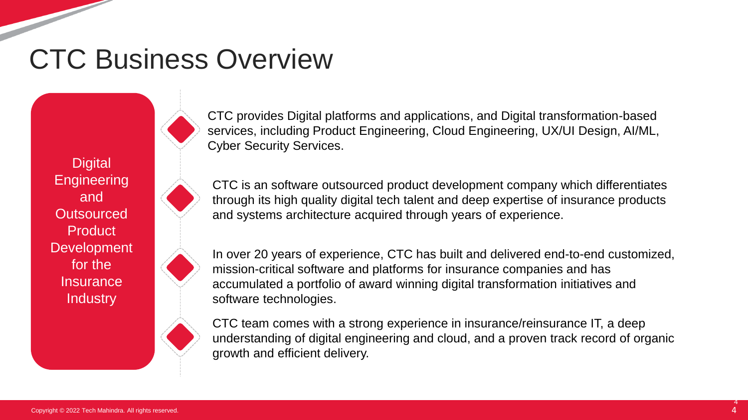# CTC Business Overview

**Digital Engineering and Outsourced Product Development for the Insurance Industry**

- CTC provides Digital platforms and applications, and Digital transformation-based services, including Product Engineering, Cloud Engineering, UX/UI Design, AI/ML, Cyber Security Services.
- CTC is an software outsourced product development company which differentiates through its high quality digital tech talent and deep expertise of insurance products and systems architecture acquired through years of experience.
- In over 20 years of experience, CTC has built and delivered end-to-end customized, mission-critical software and platforms for insurance companies and has accumulated a portfolio of award winning digital transformation initiatives and software technologies.
- CTC team comes with a strong experience in insurance/reinsurance IT, a deep understanding of digital engineering and cloud, and a proven track record of organic growth and efficient delivery.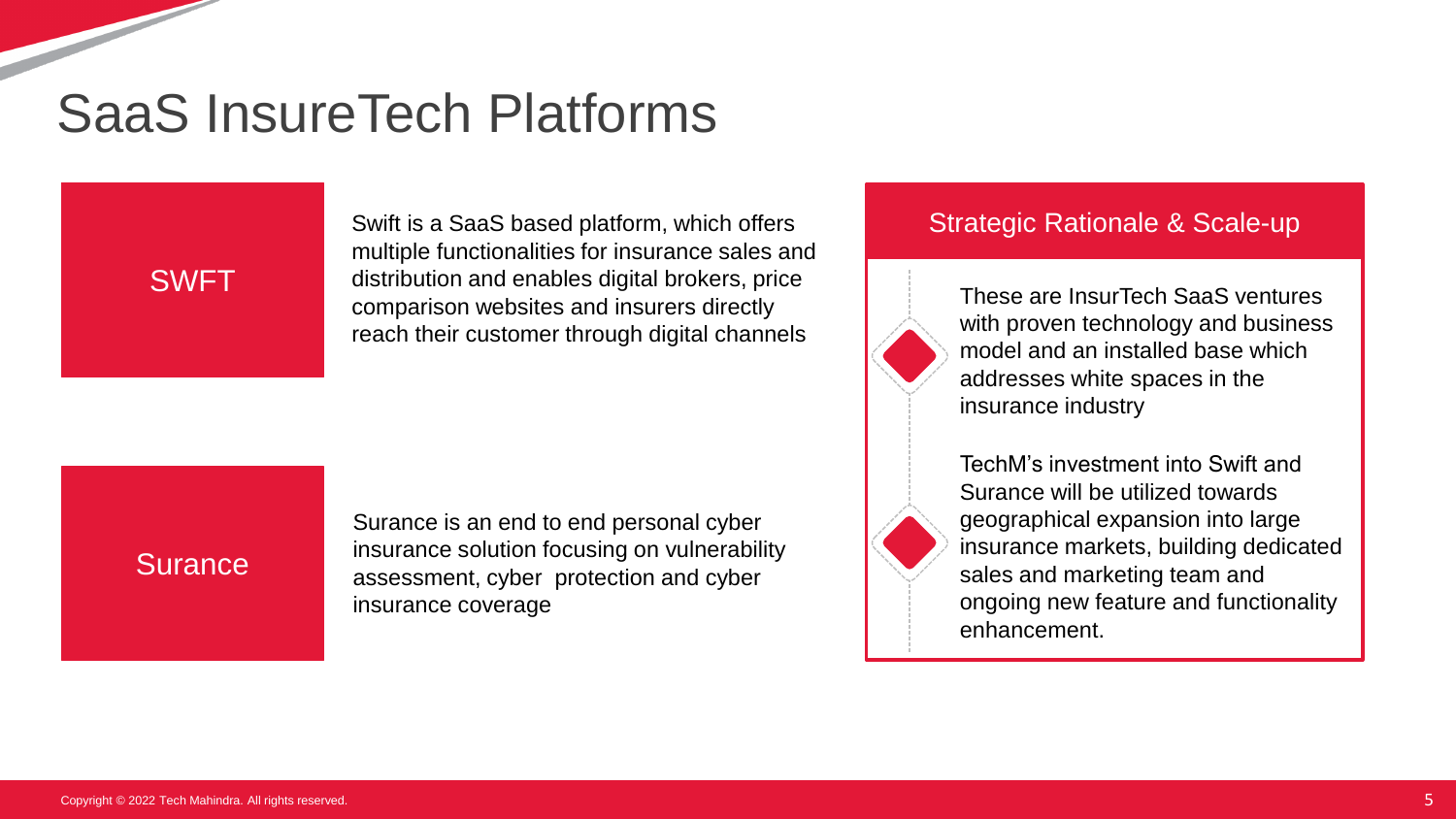# SaaS InsureTech Platforms

## SWFT

Swift is a SaaS based platform, which offers multiple functionalities for insurance sales and distribution and enables digital brokers, price comparison websites and insurers directly reach their customer through digital channels

## Surance

Surance is an end to end personal cyber insurance solution focusing on vulnerability assessment, cyber protection and cyber insurance coverage

## Strategic Rationale & Scale-up

- These are InsurTech SaaS ventures with proven technology and business model and an installed base which addresses white spaces in the insurance industry
- TechM's investment into Swift and Surance will be utilized towards geographical expansion into large insurance markets, building dedicated sales and marketing team and ongoing new feature and functionality enhancement.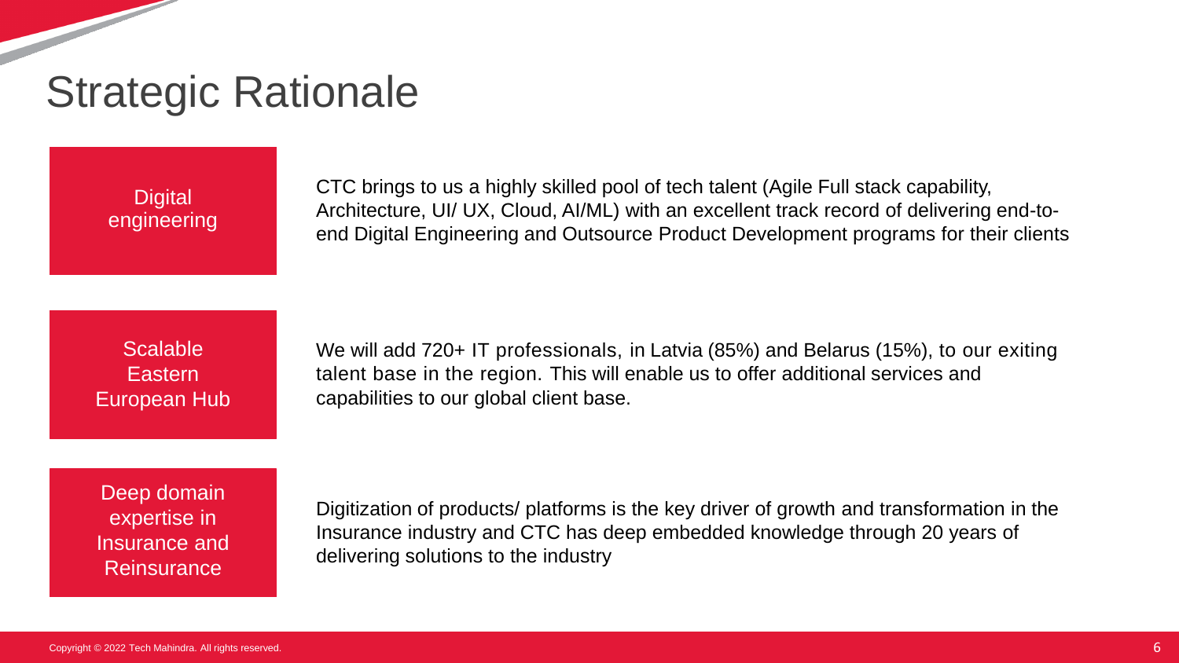# Strategic Rationale

| | |
|---|---|
| Digital engineering | CTC brings to us a highly skilled pool of tech talent (Agile Full stack capability, Architecture, UI/ UX, Cloud, AI/ML) with an excellent track record of delivering end-to-end Digital Engineering and Outsource Product Development programs for their clients |
| Scalable Eastern European Hub | We will add 720+ IT professionals, in Latvia (85%) and Belarus (15%), to our exiting talent base in the region. This will enable us to offer additional services and capabilities to our global client base. |
| Deep domain expertise in Insurance and Reinsurance | Digitization of products/ platforms is the key driver of growth and transformation in the Insurance industry and CTC has deep embedded knowledge through 20 years of delivering solutions to the industry |

Copyright © 2022 Tech Mahindra. All rights reserved.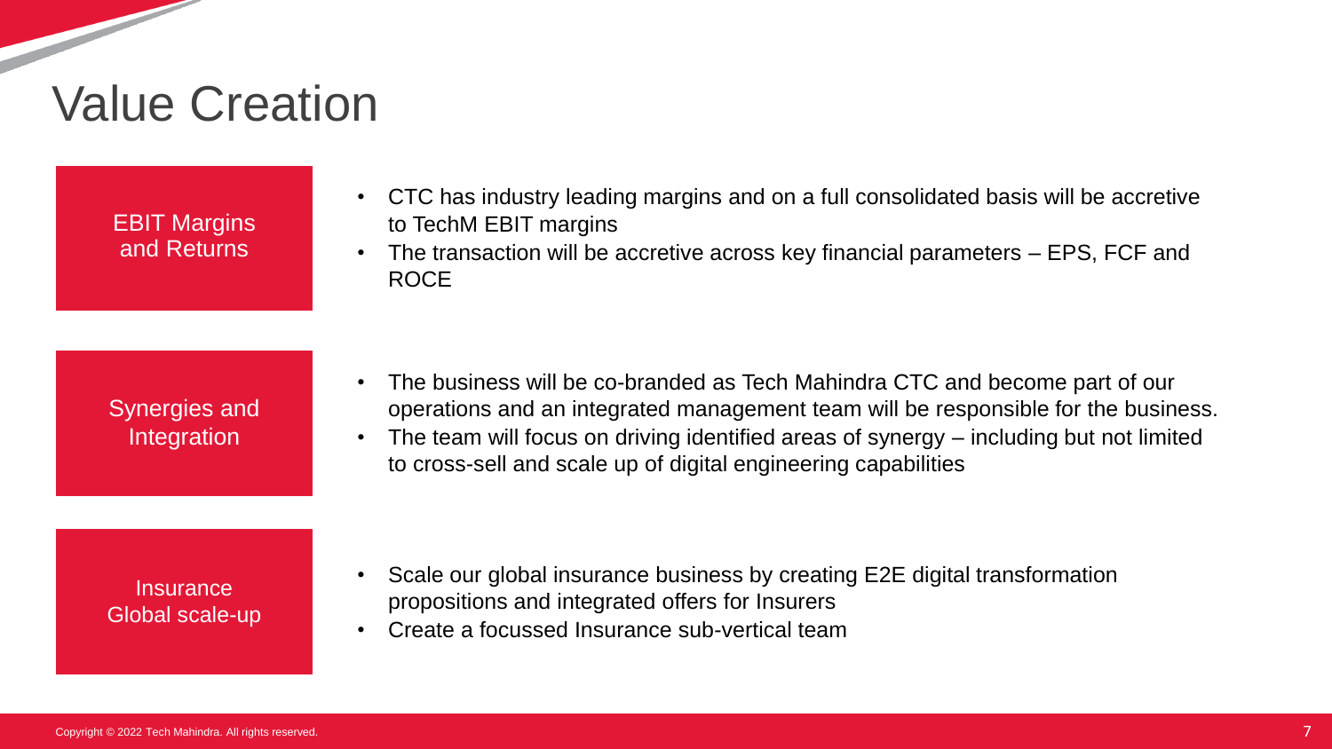# Value Creation

## EBIT Margins and Returns

- CTC has industry leading margins and on a full consolidated basis will be accretive to TechM EBIT margins
- The transaction will be accretive across key financial parameters – EPS, FCF and ROCE

## Synergies and Integration

- The business will be co-branded as Tech Mahindra CTC and become part of our operations and an integrated management team will be responsible for the business.
- The team will focus on driving identified areas of synergy – including but not limited to cross-sell and scale up of digital engineering capabilities

## Insurance Global scale-up

- Scale our global insurance business by creating E2E digital transformation propositions and integrated offers for Insurers
- Create a focussed Insurance sub-vertical team

Copyright © 2022 Tech Mahindra. All rights reserved.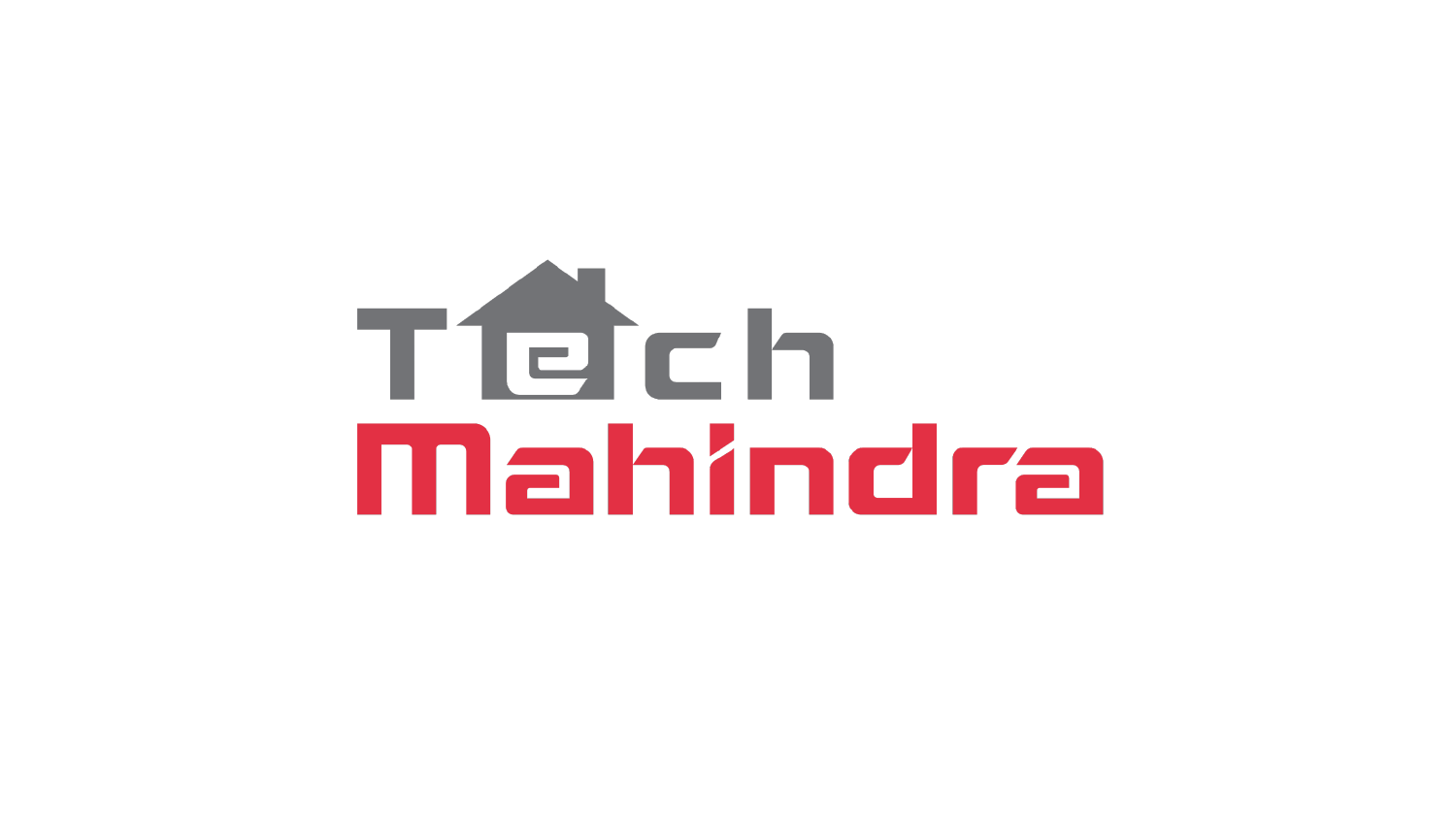Tech Mahindra